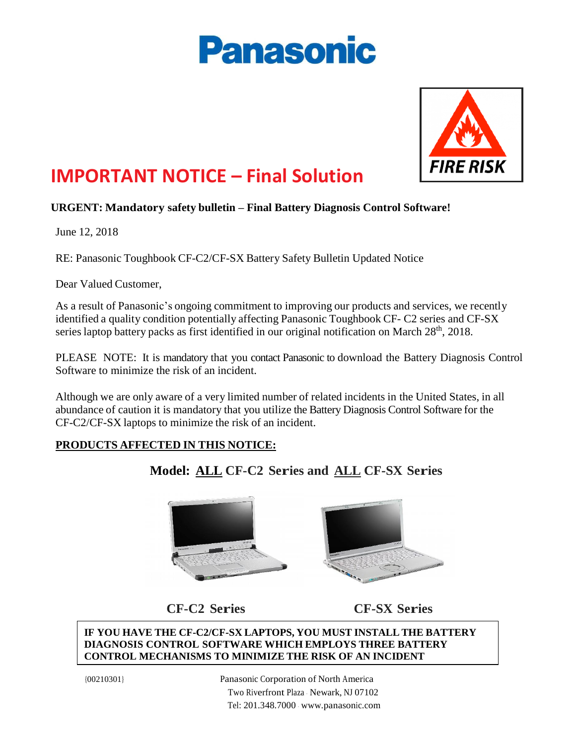Panasonic

FIRE RISK

# IMPORTANT NOTICE – Final Solution

**URGENT: Mandatory safety bulletin – Final Battery Diagnosis Control Software!**

June 12, 2018

RE: Panasonic Toughbook CF-C2/CF-SX Battery Safety Bulletin Updated Notice

Dear Valued Customer,

As a result of Panasonic's ongoing commitment to improving our products and services, we recently identified a quality condition potentially affecting Panasonic Toughbook CF- C2 series and CF-SX series laptop battery packs as first identified in our original notification on March 28th, 2018.

PLEASE NOTE: It is mandatory that you contact Panasonic to download the Battery Diagnosis Control Software to minimize the risk of an incident.

Although we are only aware of a very limited number of related incidents in the United States, in all abundance of caution it is mandatory that you utilize the Battery Diagnosis Control Software for the CF-C2/CF-SX laptops to minimize the risk of an incident.

**PRODUCTS AFFECTED IN THIS NOTICE:**

**Model: ALL CF-C2 Series and ALL CF-SX Series**

**CF-C2 Series** **CF-SX Series**

**IF YOU HAVE THE CF-C2/CF-SX LAPTOPS, YOU MUST INSTALL THE BATTERY DIAGNOSIS CONTROL SOFTWARE WHICH EMPLOYS THREE BATTERY CONTROL MECHANISMS TO MINIMIZE THE RISK OF AN INCIDENT**

{00210301}

Panasonic Corporation of North America
Two Riverfront Plaza Newark, NJ 07102
Tel: 201.348.7000 www.panasonic.com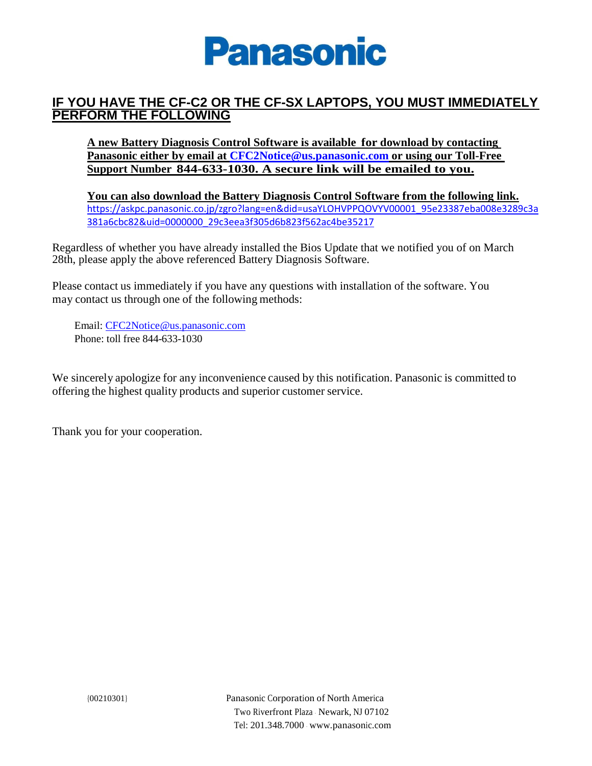Panasonic

## IF YOU HAVE THE CF-C2 OR THE CF-SX LAPTOPS, YOU MUST IMMEDIATELY PERFORM THE FOLLOWING

**A new Battery Diagnosis Control Software is available for download by contacting Panasonic either by email at CFC2Notice@us.panasonic.com or using our Toll-Free Support Number 844-633-1030. A secure link will be emailed to you.**

**You can also download the Battery Diagnosis Control Software from the following link.**
https://askpc.panasonic.co.jp/zgro?lang=en&did=usaYLOHVPPQOVYV00001_95e23387eba008e3289c3a381a6cbc82&uid=0000000_29c3eea3f305d6b823f562ac4be35217

Regardless of whether you have already installed the Bios Update that we notified you of on March 28th, please apply the above referenced Battery Diagnosis Software.

Please contact us immediately if you have any questions with installation of the software. You may contact us through one of the following methods:

Email: CFC2Notice@us.panasonic.com
Phone: toll free 844-633-1030

We sincerely apologize for any inconvenience caused by this notification. Panasonic is committed to offering the highest quality products and superior customer service.

Thank you for your cooperation.

{00210301}

Panasonic Corporation of North America
Two Riverfront Plaza . Newark, NJ 07102
Tel: 201.348.7000 . www.panasonic.com